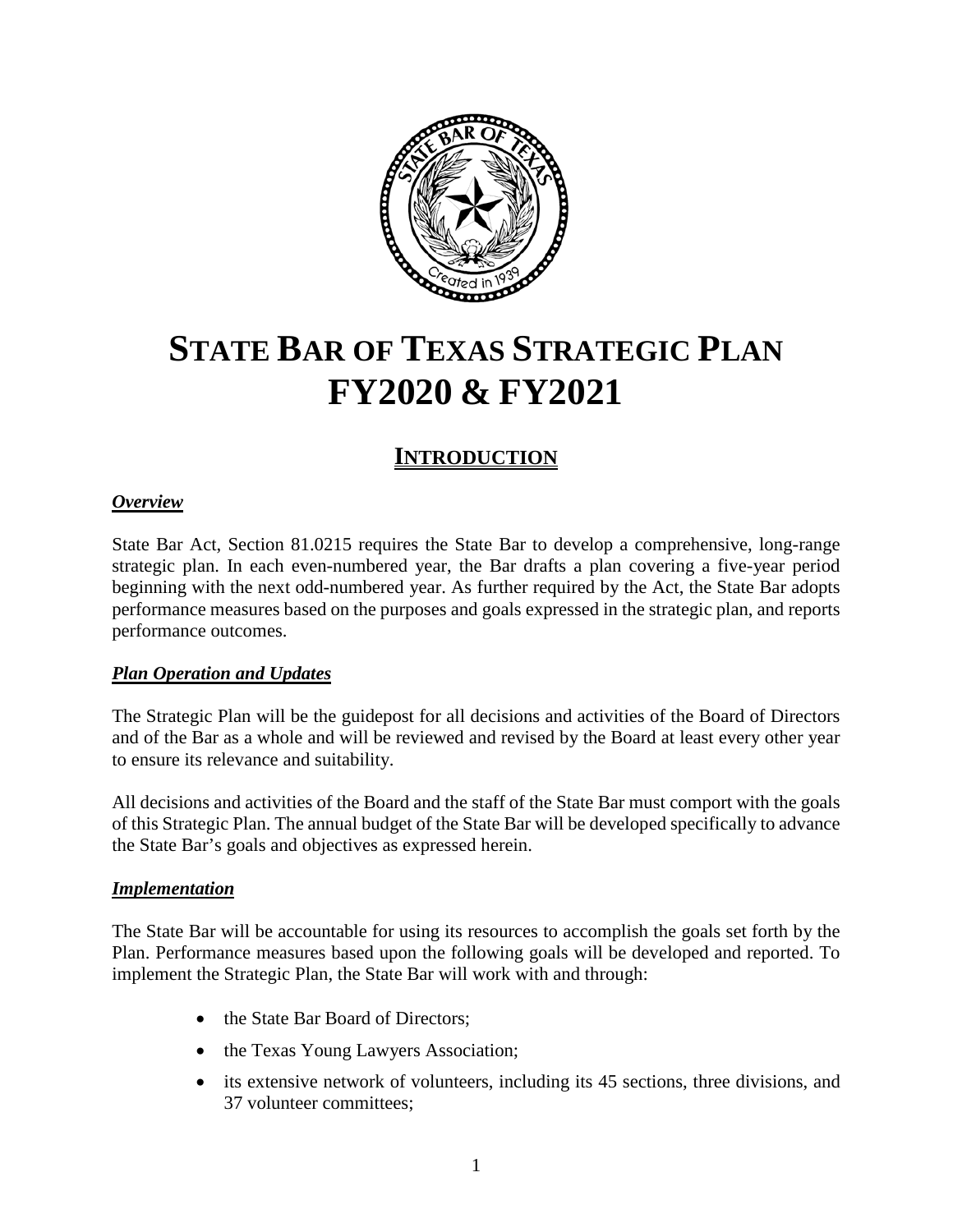# STATE BAR OF TEXAS STRATEGIC PLAN FY2020 & FY2021

## INTRODUCTION

### *Overview*

State Bar Act, Section 81.0215 requires the State Bar to develop a comprehensive, long-range strategic plan. In each even-numbered year, the Bar drafts a plan covering a five-year period beginning with the next odd-numbered year. As further required by the Act, the State Bar adopts performance measures based on the purposes and goals expressed in the strategic plan, and reports performance outcomes.

### *Plan Operation and Updates*

The Strategic Plan will be the guidepost for all decisions and activities of the Board of Directors and of the Bar as a whole and will be reviewed and revised by the Board at least every other year to ensure its relevance and suitability.

All decisions and activities of the Board and the staff of the State Bar must comport with the goals of this Strategic Plan. The annual budget of the State Bar will be developed specifically to advance the State Bar's goals and objectives as expressed herein.

### *Implementation*

The State Bar will be accountable for using its resources to accomplish the goals set forth by the Plan. Performance measures based upon the following goals will be developed and reported. To implement the Strategic Plan, the State Bar will work with and through:

- the State Bar Board of Directors;
- the Texas Young Lawyers Association;
- its extensive network of volunteers, including its 45 sections, three divisions, and 37 volunteer committees;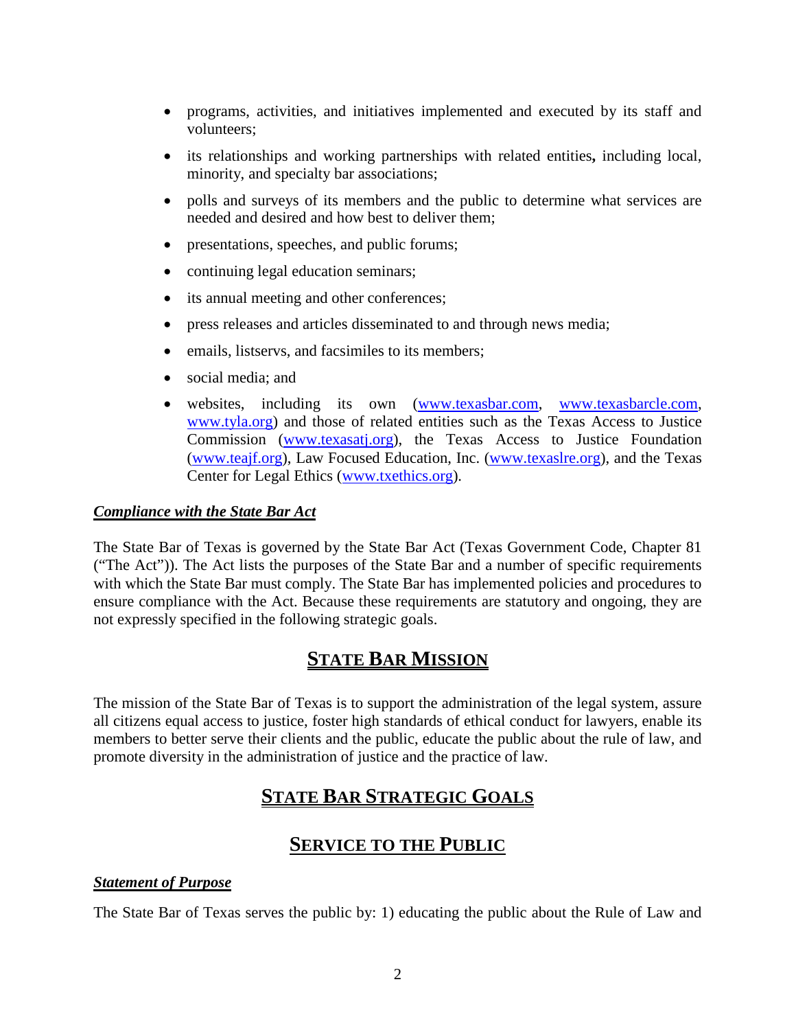- programs, activities, and initiatives implemented and executed by its staff and volunteers;
- its relationships and working partnerships with related entities**,** including local, minority, and specialty bar associations;
- polls and surveys of its members and the public to determine what services are needed and desired and how best to deliver them;
- presentations, speeches, and public forums;
- continuing legal education seminars;
- its annual meeting and other conferences;
- press releases and articles disseminated to and through news media;
- emails, listservs, and facsimiles to its members;
- social media; and
- websites, including its own (www.texasbar.com, www.texasbarcle.com, www.tyla.org) and those of related entities such as the Texas Access to Justice Commission (www.texasatj.org), the Texas Access to Justice Foundation (www.teajf.org), Law Focused Education, Inc. (www.texaslre.org), and the Texas Center for Legal Ethics (www.txethics.org).

***Compliance with the State Bar Act***

The State Bar of Texas is governed by the State Bar Act (Texas Government Code, Chapter 81 ("The Act")). The Act lists the purposes of the State Bar and a number of specific requirements with which the State Bar must comply. The State Bar has implemented policies and procedures to ensure compliance with the Act. Because these requirements are statutory and ongoing, they are not expressly specified in the following strategic goals.

# STATE BAR MISSION

The mission of the State Bar of Texas is to support the administration of the legal system, assure all citizens equal access to justice, foster high standards of ethical conduct for lawyers, enable its members to better serve their clients and the public, educate the public about the rule of law, and promote diversity in the administration of justice and the practice of law.

# STATE BAR STRATEGIC GOALS

## SERVICE TO THE PUBLIC

***Statement of Purpose***

The State Bar of Texas serves the public by: 1) educating the public about the Rule of Law and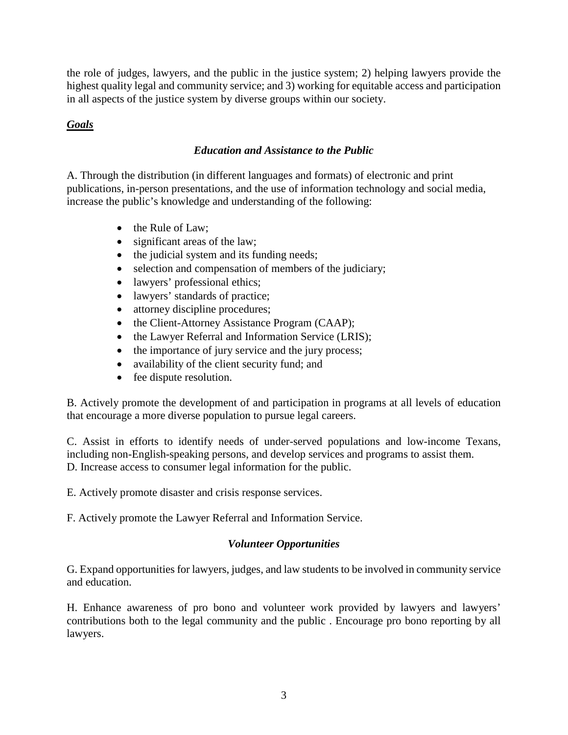the role of judges, lawyers, and the public in the justice system; 2) helping lawyers provide the highest quality legal and community service; and 3) working for equitable access and participation in all aspects of the justice system by diverse groups within our society.

## ***Goals***

### *Education and Assistance to the Public*

A. Through the distribution (in different languages and formats) of electronic and print publications, in-person presentations, and the use of information technology and social media, increase the public's knowledge and understanding of the following:

- the Rule of Law;
- significant areas of the law;
- the judicial system and its funding needs;
- selection and compensation of members of the judiciary;
- lawyers' professional ethics;
- lawyers' standards of practice;
- attorney discipline procedures;
- the Client-Attorney Assistance Program (CAAP);
- the Lawyer Referral and Information Service (LRIS);
- the importance of jury service and the jury process;
- availability of the client security fund; and
- fee dispute resolution.

B. Actively promote the development of and participation in programs at all levels of education that encourage a more diverse population to pursue legal careers.

C. Assist in efforts to identify needs of under-served populations and low-income Texans, including non-English-speaking persons, and develop services and programs to assist them.
D. Increase access to consumer legal information for the public.

E. Actively promote disaster and crisis response services.

F. Actively promote the Lawyer Referral and Information Service.

### *Volunteer Opportunities*

G. Expand opportunities for lawyers, judges, and law students to be involved in community service and education.

H. Enhance awareness of pro bono and volunteer work provided by lawyers and lawyers' contributions both to the legal community and the public . Encourage pro bono reporting by all lawyers.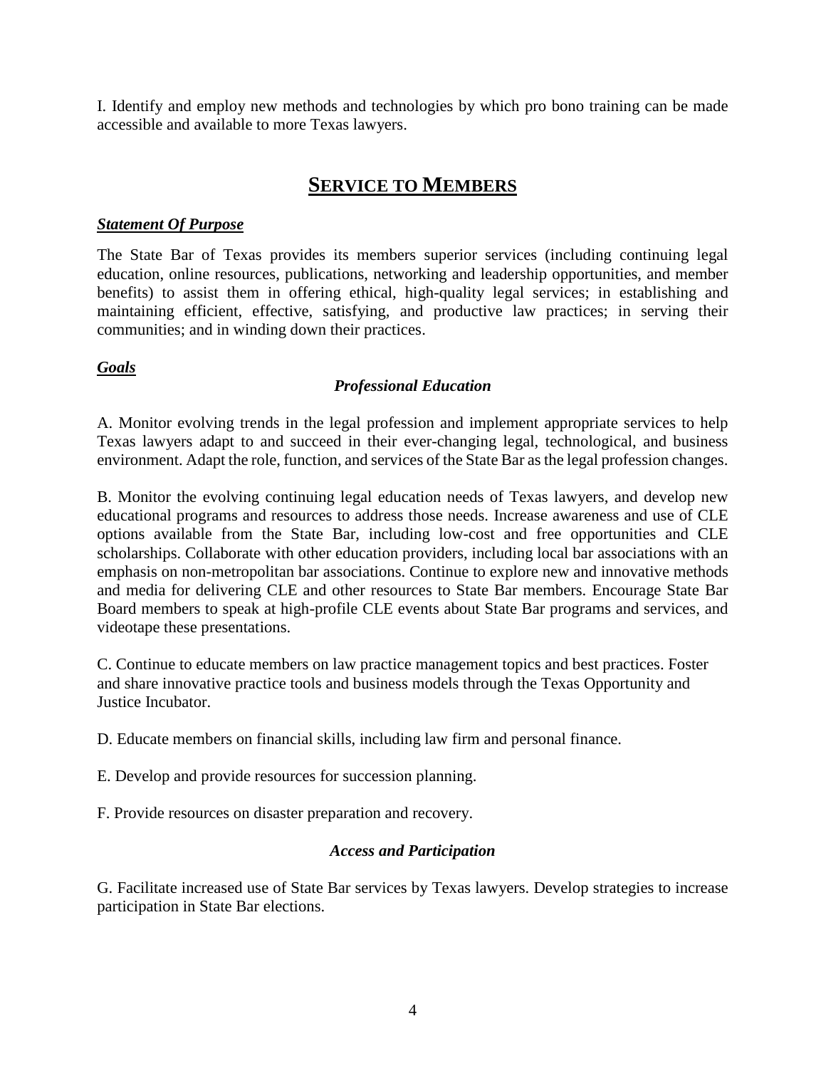I. Identify and employ new methods and technologies by which pro bono training can be made accessible and available to more Texas lawyers.

## SERVICE TO MEMBERS

***Statement Of Purpose***

The State Bar of Texas provides its members superior services (including continuing legal education, online resources, publications, networking and leadership opportunities, and member benefits) to assist them in offering ethical, high-quality legal services; in establishing and maintaining efficient, effective, satisfying, and productive law practices; in serving their communities; and in winding down their practices.

***Goals***

***Professional Education***

A. Monitor evolving trends in the legal profession and implement appropriate services to help Texas lawyers adapt to and succeed in their ever-changing legal, technological, and business environment. Adapt the role, function, and services of the State Bar as the legal profession changes.

B. Monitor the evolving continuing legal education needs of Texas lawyers, and develop new educational programs and resources to address those needs. Increase awareness and use of CLE options available from the State Bar, including low-cost and free opportunities and CLE scholarships. Collaborate with other education providers, including local bar associations with an emphasis on non-metropolitan bar associations. Continue to explore new and innovative methods and media for delivering CLE and other resources to State Bar members. Encourage State Bar Board members to speak at high-profile CLE events about State Bar programs and services, and videotape these presentations.

C. Continue to educate members on law practice management topics and best practices. Foster and share innovative practice tools and business models through the Texas Opportunity and Justice Incubator.

D. Educate members on financial skills, including law firm and personal finance.

E. Develop and provide resources for succession planning.

F. Provide resources on disaster preparation and recovery.

***Access and Participation***

G. Facilitate increased use of State Bar services by Texas lawyers. Develop strategies to increase participation in State Bar elections.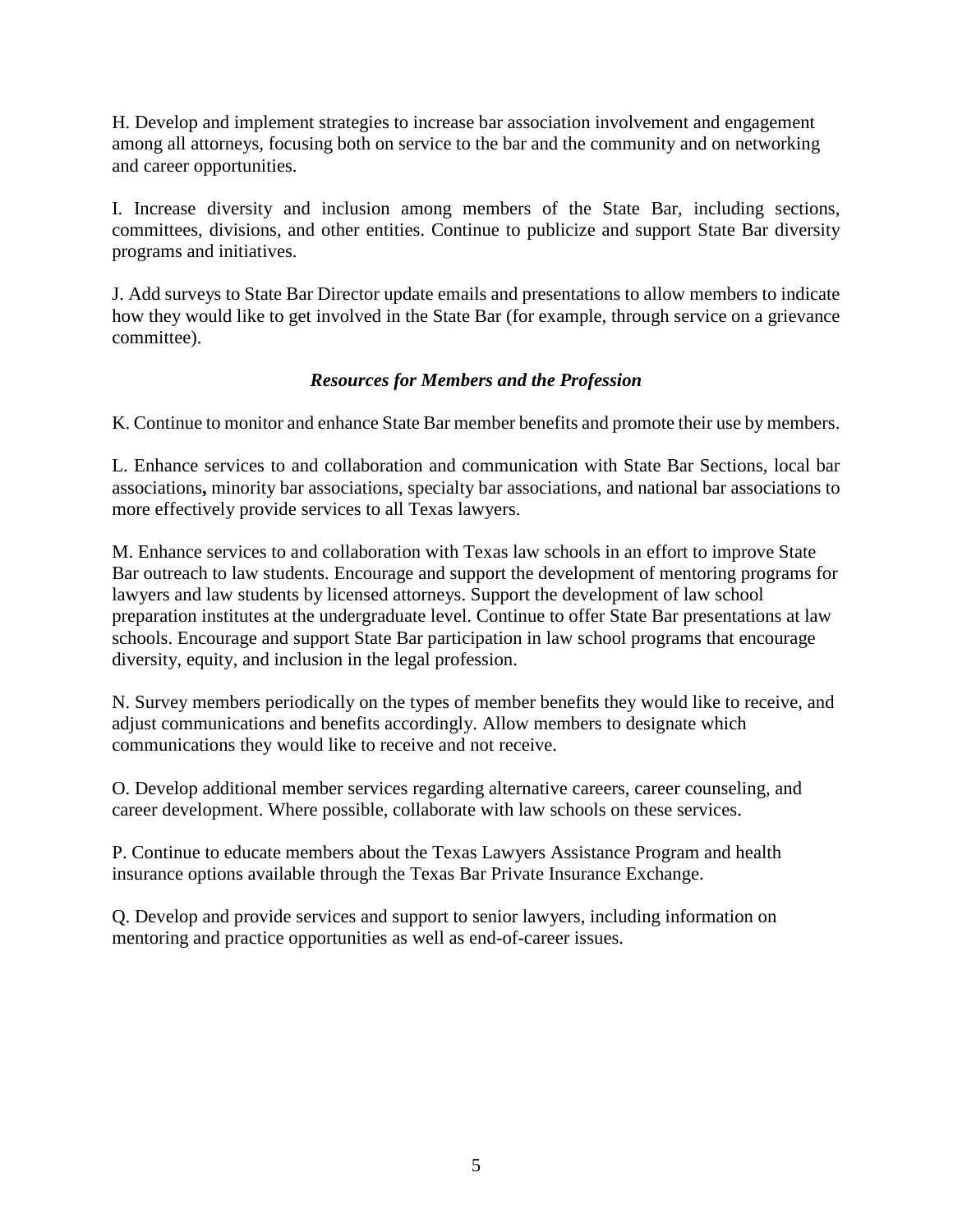H. Develop and implement strategies to increase bar association involvement and engagement among all attorneys, focusing both on service to the bar and the community and on networking and career opportunities.

I. Increase diversity and inclusion among members of the State Bar, including sections, committees, divisions, and other entities. Continue to publicize and support State Bar diversity programs and initiatives.

J. Add surveys to State Bar Director update emails and presentations to allow members to indicate how they would like to get involved in the State Bar (for example, through service on a grievance committee).

### *Resources for Members and the Profession*

K. Continue to monitor and enhance State Bar member benefits and promote their use by members.

L. Enhance services to and collaboration and communication with State Bar Sections, local bar associations**,** minority bar associations, specialty bar associations, and national bar associations to more effectively provide services to all Texas lawyers.

M. Enhance services to and collaboration with Texas law schools in an effort to improve State Bar outreach to law students. Encourage and support the development of mentoring programs for lawyers and law students by licensed attorneys. Support the development of law school preparation institutes at the undergraduate level. Continue to offer State Bar presentations at law schools. Encourage and support State Bar participation in law school programs that encourage diversity, equity, and inclusion in the legal profession.

N. Survey members periodically on the types of member benefits they would like to receive, and adjust communications and benefits accordingly. Allow members to designate which communications they would like to receive and not receive.

O. Develop additional member services regarding alternative careers, career counseling, and career development. Where possible, collaborate with law schools on these services.

P. Continue to educate members about the Texas Lawyers Assistance Program and health insurance options available through the Texas Bar Private Insurance Exchange.

Q. Develop and provide services and support to senior lawyers, including information on mentoring and practice opportunities as well as end-of-career issues.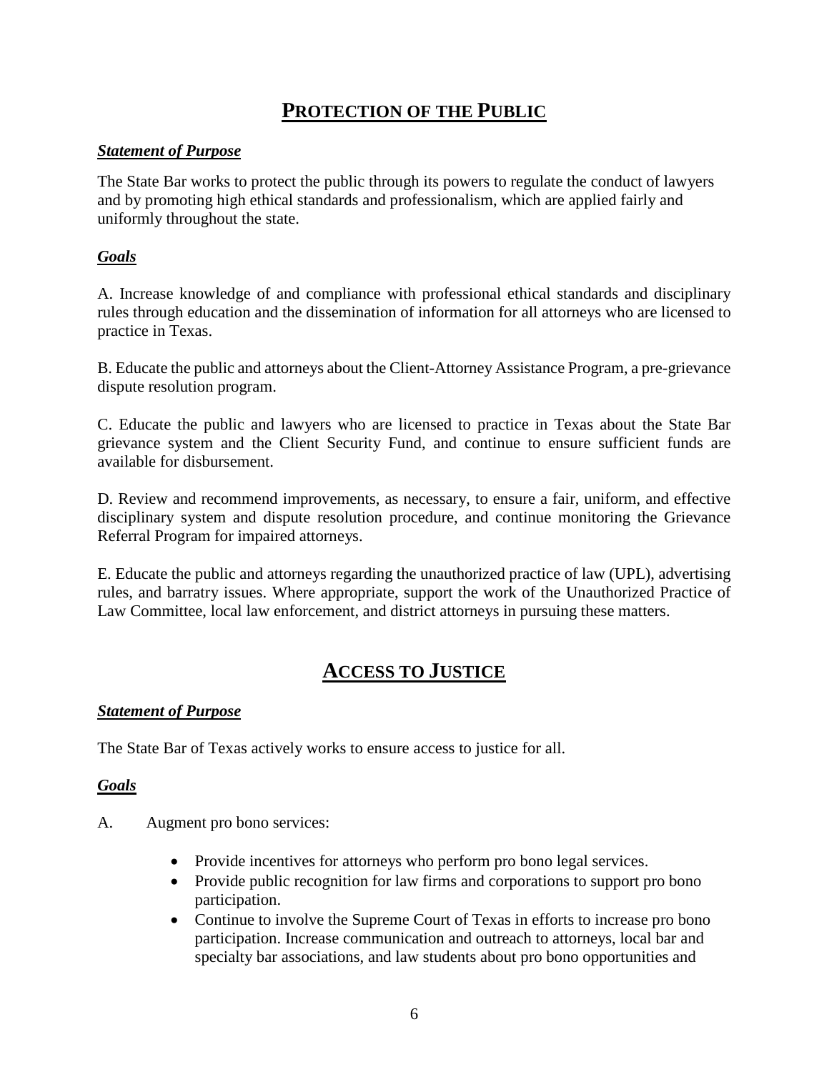## PROTECTION OF THE PUBLIC

***Statement of Purpose***

The State Bar works to protect the public through its powers to regulate the conduct of lawyers and by promoting high ethical standards and professionalism, which are applied fairly and uniformly throughout the state.

***Goals***

A. Increase knowledge of and compliance with professional ethical standards and disciplinary rules through education and the dissemination of information for all attorneys who are licensed to practice in Texas.

B. Educate the public and attorneys about the Client-Attorney Assistance Program, a pre-grievance dispute resolution program.

C. Educate the public and lawyers who are licensed to practice in Texas about the State Bar grievance system and the Client Security Fund, and continue to ensure sufficient funds are available for disbursement.

D. Review and recommend improvements, as necessary, to ensure a fair, uniform, and effective disciplinary system and dispute resolution procedure, and continue monitoring the Grievance Referral Program for impaired attorneys.

E. Educate the public and attorneys regarding the unauthorized practice of law (UPL), advertising rules, and barratry issues. Where appropriate, support the work of the Unauthorized Practice of Law Committee, local law enforcement, and district attorneys in pursuing these matters.

## ACCESS TO JUSTICE

***Statement of Purpose***

The State Bar of Texas actively works to ensure access to justice for all.

***Goals***

A. Augment pro bono services:

- Provide incentives for attorneys who perform pro bono legal services.
- Provide public recognition for law firms and corporations to support pro bono participation.
- Continue to involve the Supreme Court of Texas in efforts to increase pro bono participation. Increase communication and outreach to attorneys, local bar and specialty bar associations, and law students about pro bono opportunities and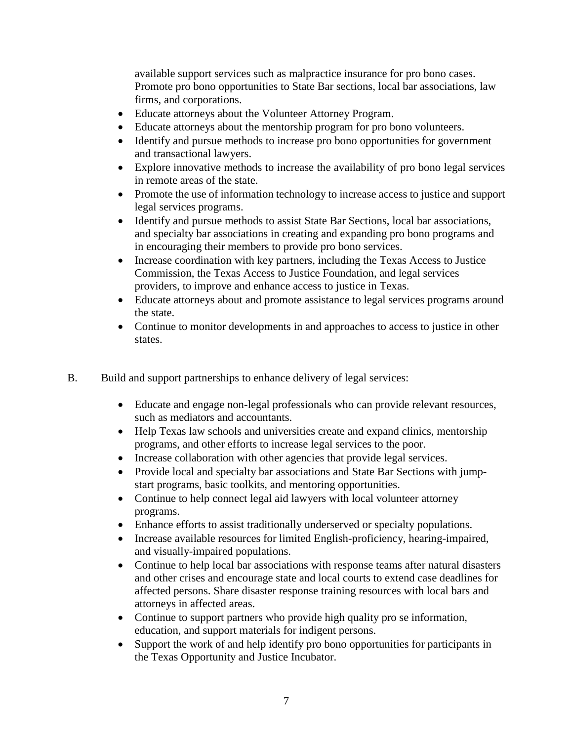available support services such as malpractice insurance for pro bono cases. Promote pro bono opportunities to State Bar sections, local bar associations, law firms, and corporations.

- Educate attorneys about the Volunteer Attorney Program.
- Educate attorneys about the mentorship program for pro bono volunteers.
- Identify and pursue methods to increase pro bono opportunities for government and transactional lawyers.
- Explore innovative methods to increase the availability of pro bono legal services in remote areas of the state.
- Promote the use of information technology to increase access to justice and support legal services programs.
- Identify and pursue methods to assist State Bar Sections, local bar associations, and specialty bar associations in creating and expanding pro bono programs and in encouraging their members to provide pro bono services.
- Increase coordination with key partners, including the Texas Access to Justice Commission, the Texas Access to Justice Foundation, and legal services providers, to improve and enhance access to justice in Texas.
- Educate attorneys about and promote assistance to legal services programs around the state.
- Continue to monitor developments in and approaches to access to justice in other states.

B. Build and support partnerships to enhance delivery of legal services:

- Educate and engage non-legal professionals who can provide relevant resources, such as mediators and accountants.
- Help Texas law schools and universities create and expand clinics, mentorship programs, and other efforts to increase legal services to the poor.
- Increase collaboration with other agencies that provide legal services.
- Provide local and specialty bar associations and State Bar Sections with jump-start programs, basic toolkits, and mentoring opportunities.
- Continue to help connect legal aid lawyers with local volunteer attorney programs.
- Enhance efforts to assist traditionally underserved or specialty populations.
- Increase available resources for limited English-proficiency, hearing-impaired, and visually-impaired populations.
- Continue to help local bar associations with response teams after natural disasters and other crises and encourage state and local courts to extend case deadlines for affected persons. Share disaster response training resources with local bars and attorneys in affected areas.
- Continue to support partners who provide high quality pro se information, education, and support materials for indigent persons.
- Support the work of and help identify pro bono opportunities for participants in the Texas Opportunity and Justice Incubator.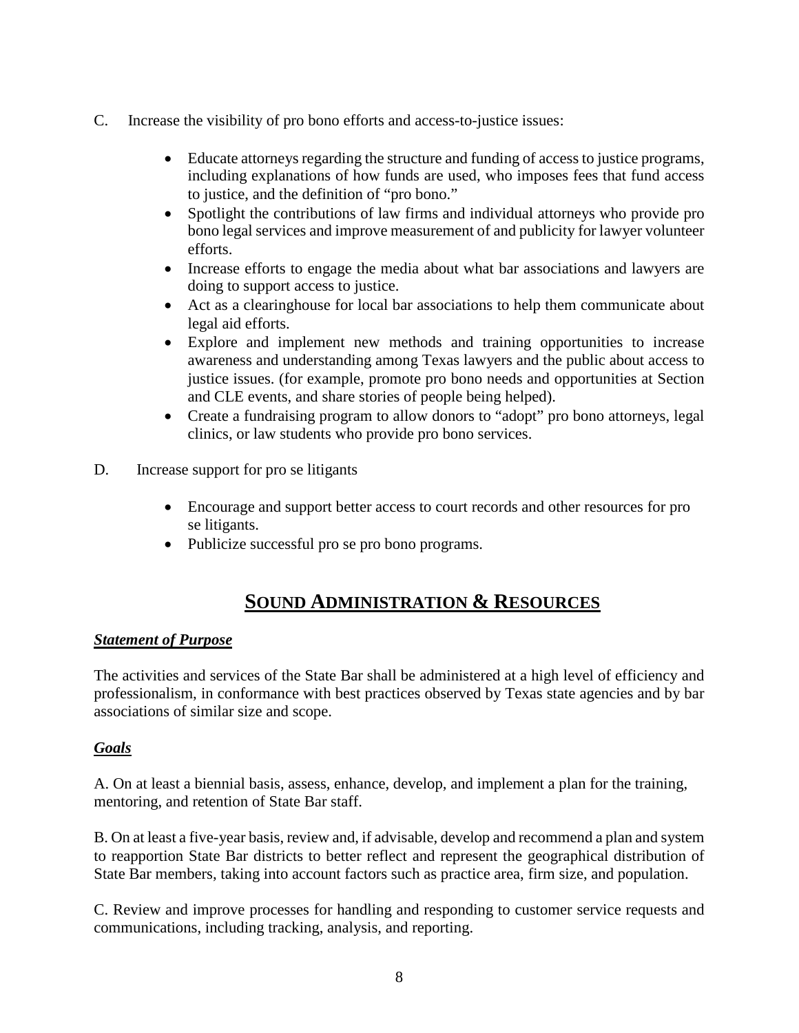C. Increase the visibility of pro bono efforts and access-to-justice issues:

- Educate attorneys regarding the structure and funding of access to justice programs, including explanations of how funds are used, who imposes fees that fund access to justice, and the definition of "pro bono."
- Spotlight the contributions of law firms and individual attorneys who provide pro bono legal services and improve measurement of and publicity for lawyer volunteer efforts.
- Increase efforts to engage the media about what bar associations and lawyers are doing to support access to justice.
- Act as a clearinghouse for local bar associations to help them communicate about legal aid efforts.
- Explore and implement new methods and training opportunities to increase awareness and understanding among Texas lawyers and the public about access to justice issues. (for example, promote pro bono needs and opportunities at Section and CLE events, and share stories of people being helped).
- Create a fundraising program to allow donors to "adopt" pro bono attorneys, legal clinics, or law students who provide pro bono services.

D. Increase support for pro se litigants

- Encourage and support better access to court records and other resources for pro se litigants.
- Publicize successful pro se pro bono programs.

## SOUND ADMINISTRATION & RESOURCES

***Statement of Purpose***

The activities and services of the State Bar shall be administered at a high level of efficiency and professionalism, in conformance with best practices observed by Texas state agencies and by bar associations of similar size and scope.

***Goals***

A. On at least a biennial basis, assess, enhance, develop, and implement a plan for the training, mentoring, and retention of State Bar staff.

B. On at least a five-year basis, review and, if advisable, develop and recommend a plan and system to reapportion State Bar districts to better reflect and represent the geographical distribution of State Bar members, taking into account factors such as practice area, firm size, and population.

C. Review and improve processes for handling and responding to customer service requests and communications, including tracking, analysis, and reporting.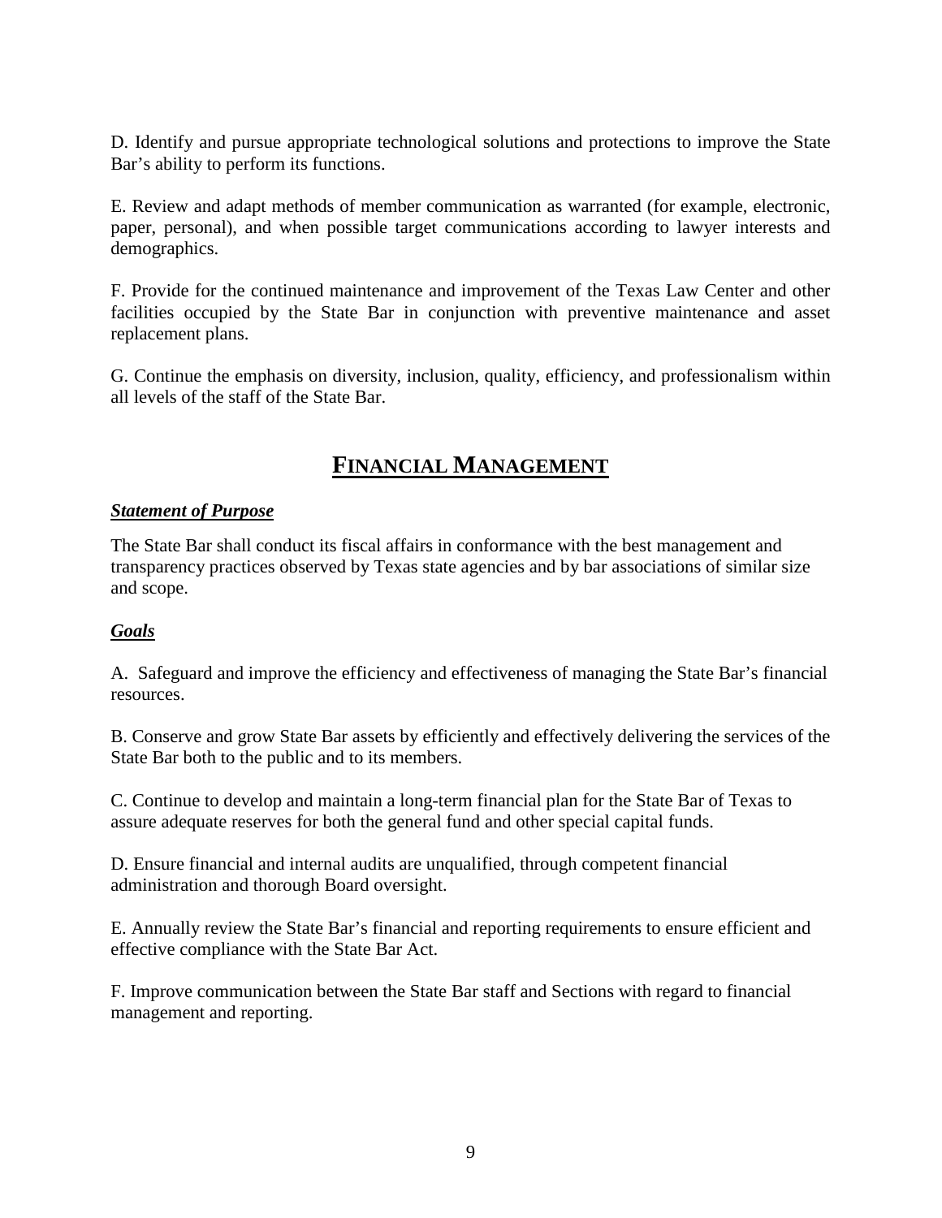D. Identify and pursue appropriate technological solutions and protections to improve the State Bar's ability to perform its functions.

E. Review and adapt methods of member communication as warranted (for example, electronic, paper, personal), and when possible target communications according to lawyer interests and demographics.

F. Provide for the continued maintenance and improvement of the Texas Law Center and other facilities occupied by the State Bar in conjunction with preventive maintenance and asset replacement plans.

G. Continue the emphasis on diversity, inclusion, quality, efficiency, and professionalism within all levels of the staff of the State Bar.

## FINANCIAL MANAGEMENT

***Statement of Purpose***

The State Bar shall conduct its fiscal affairs in conformance with the best management and transparency practices observed by Texas state agencies and by bar associations of similar size and scope.

***Goals***

A. Safeguard and improve the efficiency and effectiveness of managing the State Bar's financial resources.

B. Conserve and grow State Bar assets by efficiently and effectively delivering the services of the State Bar both to the public and to its members.

C. Continue to develop and maintain a long-term financial plan for the State Bar of Texas to assure adequate reserves for both the general fund and other special capital funds.

D. Ensure financial and internal audits are unqualified, through competent financial administration and thorough Board oversight.

E. Annually review the State Bar's financial and reporting requirements to ensure efficient and effective compliance with the State Bar Act.

F. Improve communication between the State Bar staff and Sections with regard to financial management and reporting.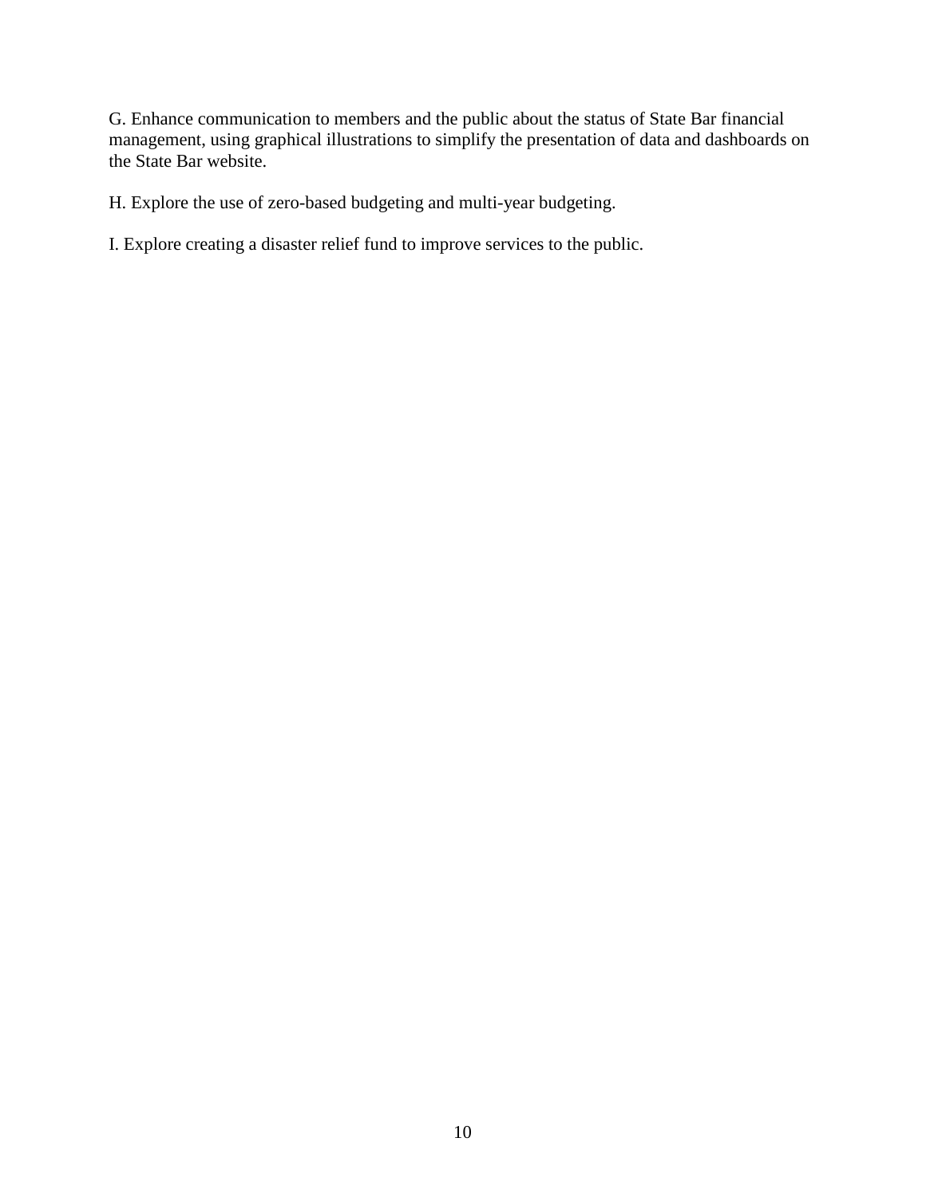G. Enhance communication to members and the public about the status of State Bar financial management, using graphical illustrations to simplify the presentation of data and dashboards on the State Bar website.

H. Explore the use of zero-based budgeting and multi-year budgeting.

I. Explore creating a disaster relief fund to improve services to the public.